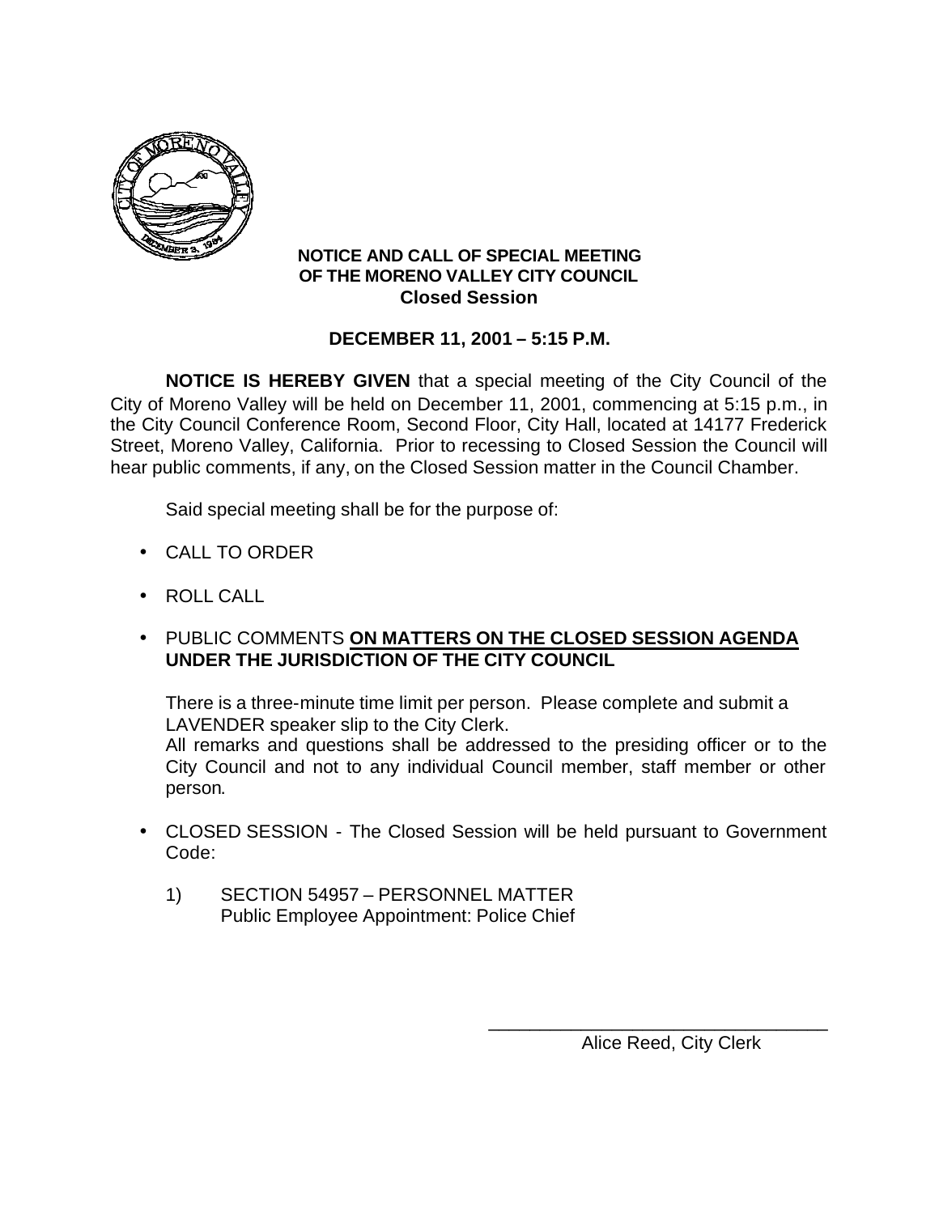**NOTICE AND CALL OF SPECIAL MEETING OF THE MORENO VALLEY CITY COUNCIL**
**Closed Session**

**DECEMBER 11, 2001 – 5:15 P.M.**

**NOTICE IS HEREBY GIVEN** that a special meeting of the City Council of the City of Moreno Valley will be held on December 11, 2001, commencing at 5:15 p.m., in the City Council Conference Room, Second Floor, City Hall, located at 14177 Frederick Street, Moreno Valley, California. Prior to recessing to Closed Session the Council will hear public comments, if any, on the Closed Session matter in the Council Chamber.

Said special meeting shall be for the purpose of:

- CALL TO ORDER
- ROLL CALL
- PUBLIC COMMENTS **ON MATTERS ON THE CLOSED SESSION AGENDA UNDER THE JURISDICTION OF THE CITY COUNCIL**

  There is a three-minute time limit per person. Please complete and submit a LAVENDER speaker slip to the City Clerk.
  All remarks and questions shall be addressed to the presiding officer or to the City Council and not to any individual Council member, staff member or other person.

- CLOSED SESSION - The Closed Session will be held pursuant to Government Code:

  1) SECTION 54957 – PERSONNEL MATTER
     Public Employee Appointment: Police Chief

\_\_\_\_\_\_\_\_\_\_\_\_\_\_\_\_\_\_\_\_\_\_\_\_\_\_\_\_\_\_\_\_\_\_\_\_
Alice Reed, City Clerk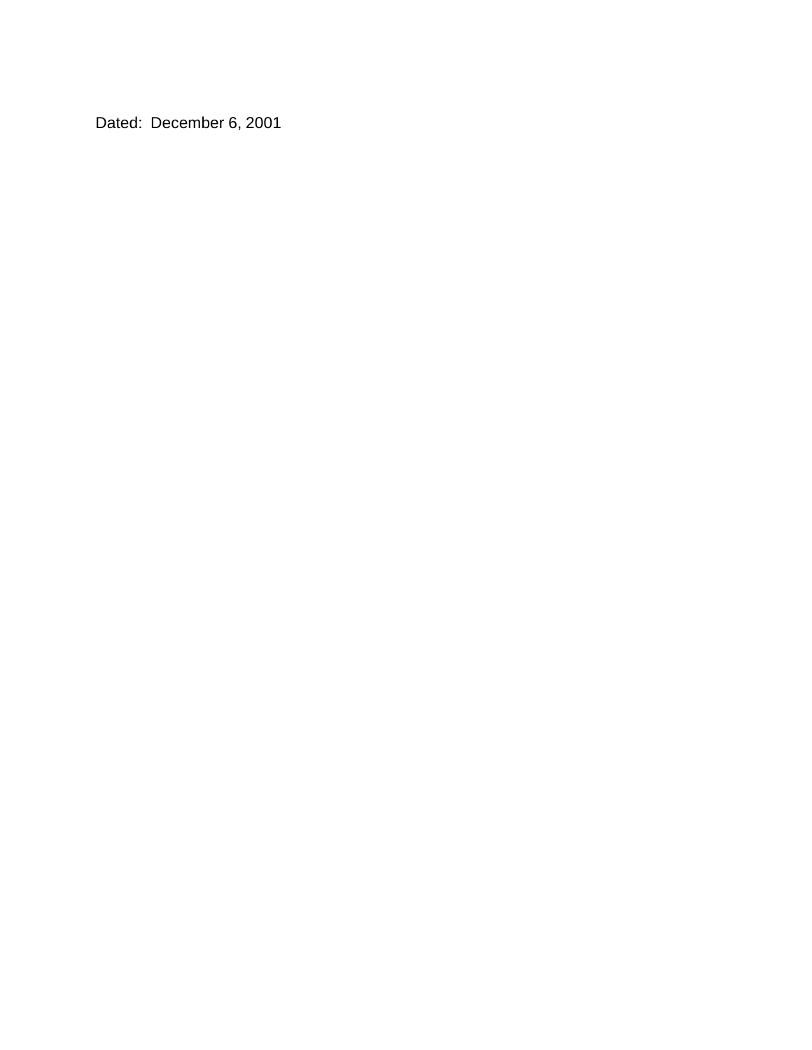Dated:  December 6, 2001